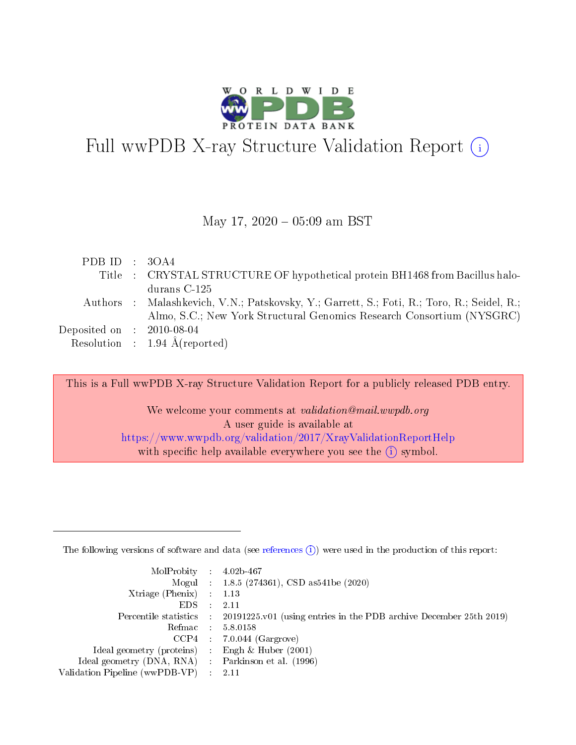# Full wwPDB X-ray Structure Validation Report (i)

May 17, 2020 – 05:09 am BST

| | | |
|---|---|---|
| PDB ID | : | 3OA4 |
| Title | : | CRYSTAL STRUCTURE OF hypothetical protein BH1468 from Bacillus halodurans C-125 |
| Authors | : | Malashkevich, V.N.; Patskovsky, Y.; Garrett, S.; Foti, R.; Toro, R.; Seidel, R.; Almo, S.C.; New York Structural Genomics Research Consortium (NYSGRC) |
| Deposited on | : | 2010-08-04 |
| Resolution | : | 1.94 Å(reported) |

This is a Full wwPDB X-ray Structure Validation Report for a publicly released PDB entry.

We welcome your comments at *validation@mail.wwpdb.org*
A user guide is available at
https://www.wwpdb.org/validation/2017/XrayValidationReportHelp
with specific help available everywhere you see the (i) symbol.

---

The following versions of software and data (see references (i)) were used in the production of this report:

| | | |
|---|---|---|
| MolProbity | : | 4.02b-467 |
| Mogul | : | 1.8.5 (274361), CSD as541be (2020) |
| Xtriage (Phenix) | : | 1.13 |
| EDS | : | 2.11 |
| Percentile statistics | : | 20191225.v01 (using entries in the PDB archive December 25th 2019) |
| Refmac | : | 5.8.0158 |
| CCP4 | : | 7.0.044 (Gargrove) |
| Ideal geometry (proteins) | : | Engh & Huber (2001) |
| Ideal geometry (DNA, RNA) | : | Parkinson et al. (1996) |
| Validation Pipeline (wwPDB-VP) | : | 2.11 |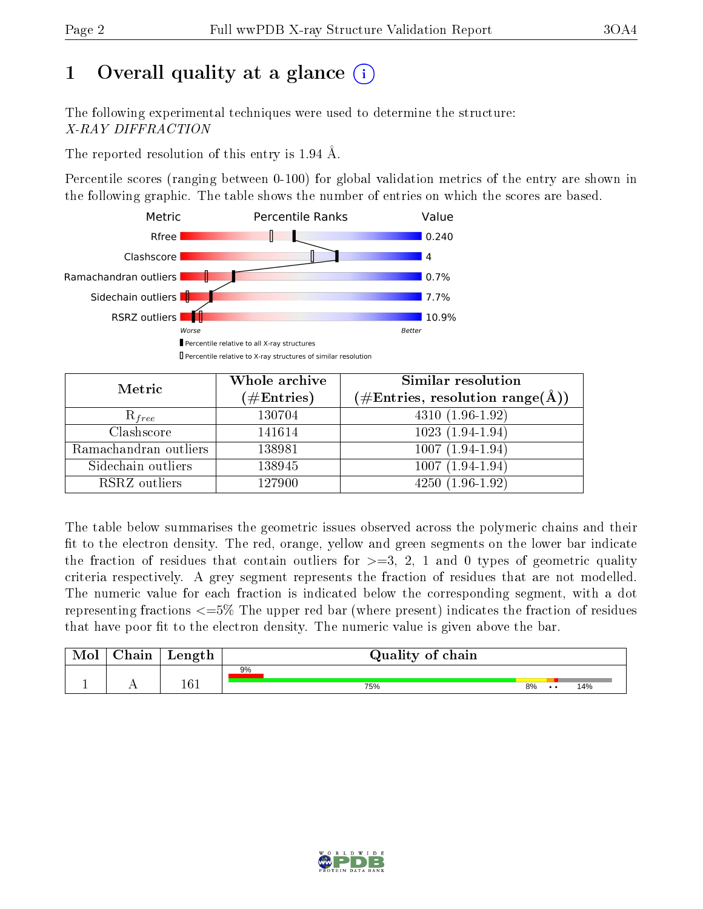# 1 Overall quality at a glance

The following experimental techniques were used to determine the structure:
*X-RAY DIFFRACTION*

The reported resolution of this entry is 1.94 Å.

Percentile scores (ranging between 0-100) for global validation metrics of the entry are shown in the following graphic. The table shows the number of entries on which the scores are based.

| Metric | Value |
|---|---|
| Rfree | 0.240 |
| Clashscore | 4 |
| Ramachandran outliers | 0.7% |
| Sidechain outliers | 7.7% |
| RSRZ outliers | 10.9% |

Worse — Better

Percentile relative to all X-ray structures

Percentile relative to X-ray structures of similar resolution

| Metric | Whole archive (#Entries) | Similar resolution (#Entries, resolution range(Å)) |
|---|---|---|
| $R_{free}$ | 130704 | 4310 (1.96-1.92) |
| Clashscore | 141614 | 1023 (1.94-1.94) |
| Ramachandran outliers | 138981 | 1007 (1.94-1.94) |
| Sidechain outliers | 138945 | 1007 (1.94-1.94) |
| RSRZ outliers | 127900 | 4250 (1.96-1.92) |

The table below summarises the geometric issues observed across the polymeric chains and their fit to the electron density. The red, orange, yellow and green segments on the lower bar indicate the fraction of residues that contain outliers for >=3, 2, 1 and 0 types of geometric quality criteria respectively. A grey segment represents the fraction of residues that are not modelled. The numeric value for each fraction is indicated below the corresponding segment, with a dot representing fractions <=5% The upper red bar (where present) indicates the fraction of residues that have poor fit to the electron density. The numeric value is given above the bar.

| Mol | Chain | Length | Quality of chain |
|---|---|---|---|
| 1 | A | 161 | 9% (poor fit); 75%, 8%, • •, 14% |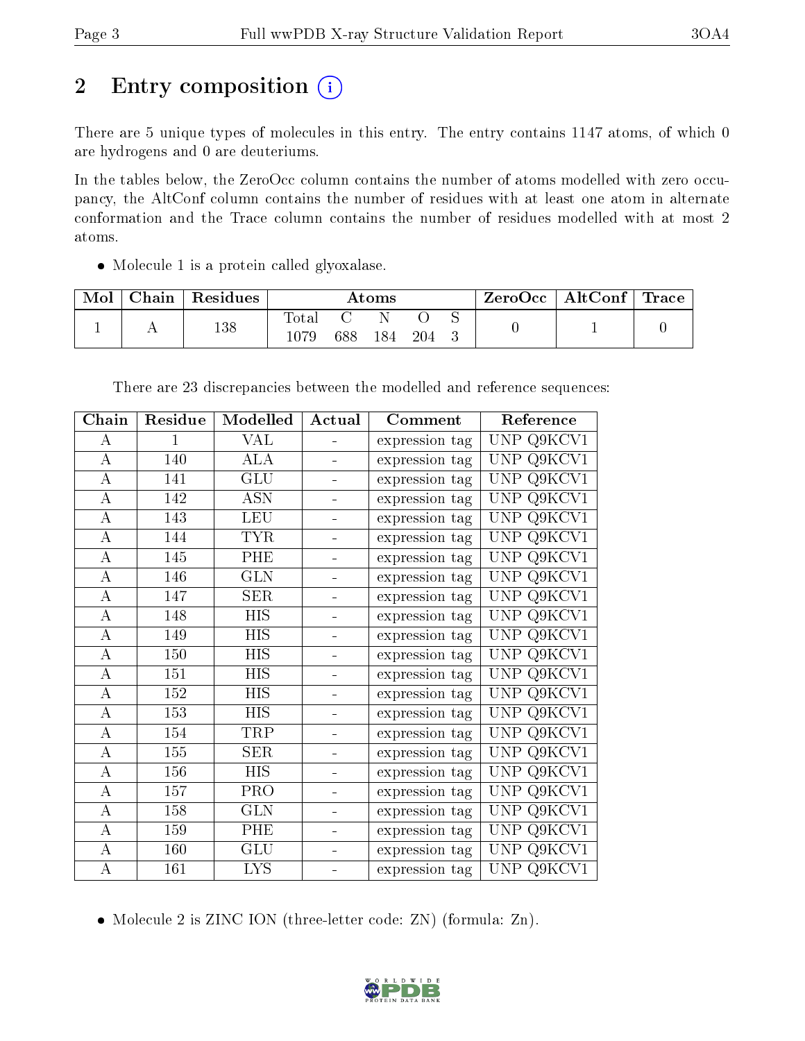# 2 Entry composition (i)

There are 5 unique types of molecules in this entry. The entry contains 1147 atoms, of which 0 are hydrogens and 0 are deuteriums.

In the tables below, the ZeroOcc column contains the number of atoms modelled with zero occupancy, the AltConf column contains the number of residues with at least one atom in alternate conformation and the Trace column contains the number of residues modelled with at most 2 atoms.

- Molecule 1 is a protein called glyoxalase.

| Mol | Chain | Residues | Atoms | | | | | ZeroOcc | AltConf | Trace |
|---|---|---|---|---|---|---|---|---|---|---|
| | | | Total | C | N | O | S | | | |
| 1 | A | 138 | 1079 | 688 | 184 | 204 | 3 | 0 | 1 | 0 |

There are 23 discrepancies between the modelled and reference sequences:

| Chain | Residue | Modelled | Actual | Comment | Reference |
|---|---|---|---|---|---|
| A | 1 | VAL | - | expression tag | UNP Q9KCV1 |
| A | 140 | ALA | - | expression tag | UNP Q9KCV1 |
| A | 141 | GLU | - | expression tag | UNP Q9KCV1 |
| A | 142 | ASN | - | expression tag | UNP Q9KCV1 |
| A | 143 | LEU | - | expression tag | UNP Q9KCV1 |
| A | 144 | TYR | - | expression tag | UNP Q9KCV1 |
| A | 145 | PHE | - | expression tag | UNP Q9KCV1 |
| A | 146 | GLN | - | expression tag | UNP Q9KCV1 |
| A | 147 | SER | - | expression tag | UNP Q9KCV1 |
| A | 148 | HIS | - | expression tag | UNP Q9KCV1 |
| A | 149 | HIS | - | expression tag | UNP Q9KCV1 |
| A | 150 | HIS | - | expression tag | UNP Q9KCV1 |
| A | 151 | HIS | - | expression tag | UNP Q9KCV1 |
| A | 152 | HIS | - | expression tag | UNP Q9KCV1 |
| A | 153 | HIS | - | expression tag | UNP Q9KCV1 |
| A | 154 | TRP | - | expression tag | UNP Q9KCV1 |
| A | 155 | SER | - | expression tag | UNP Q9KCV1 |
| A | 156 | HIS | - | expression tag | UNP Q9KCV1 |
| A | 157 | PRO | - | expression tag | UNP Q9KCV1 |
| A | 158 | GLN | - | expression tag | UNP Q9KCV1 |
| A | 159 | PHE | - | expression tag | UNP Q9KCV1 |
| A | 160 | GLU | - | expression tag | UNP Q9KCV1 |
| A | 161 | LYS | - | expression tag | UNP Q9KCV1 |

- Molecule 2 is ZINC ION (three-letter code: ZN) (formula: Zn).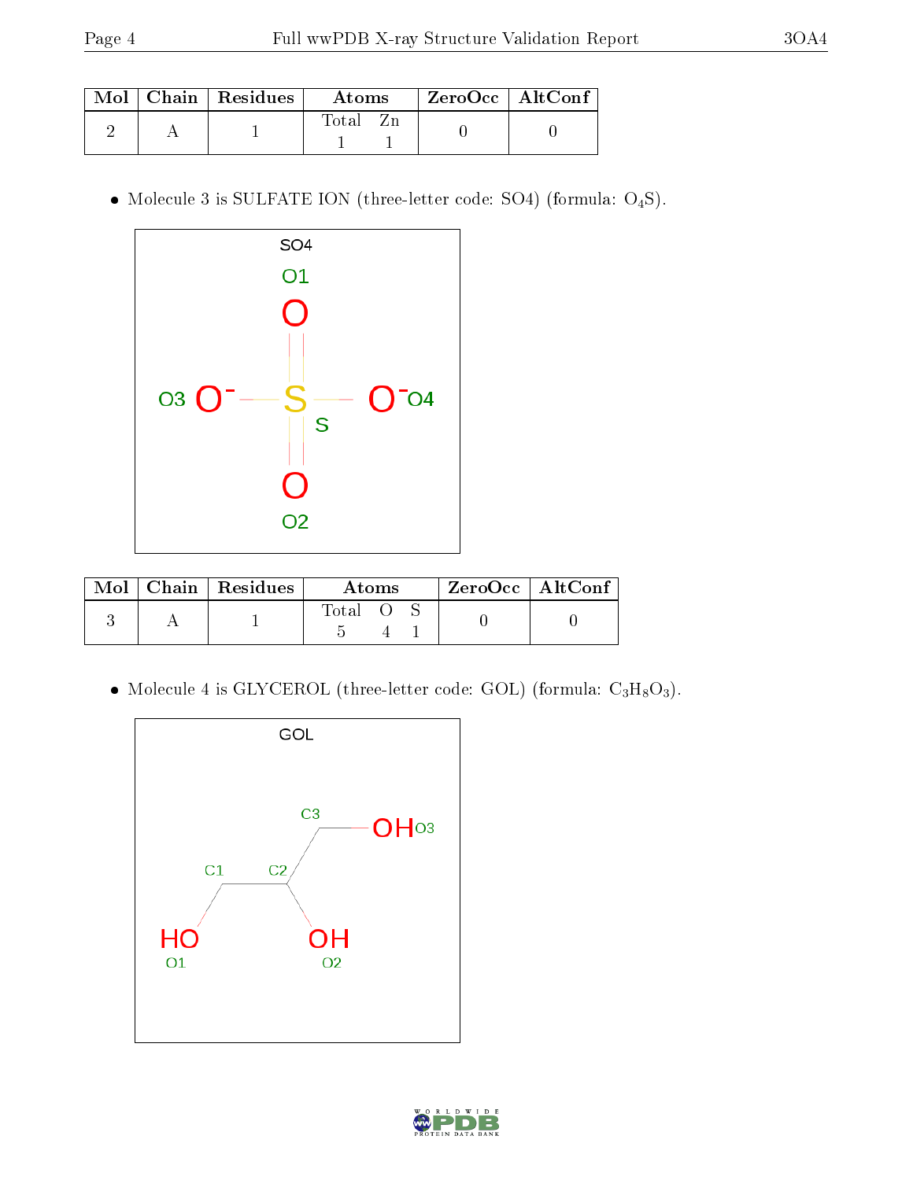| Mol | Chain | Residues | Atoms | | ZeroOcc | AltConf |
|---|---|---|---|---|---|---|
| | | | Total | Zn | | |
| 2 | A | 1 | 1 | 1 | 0 | 0 |

- Molecule 3 is SULFATE ION (three-letter code: SO4) (formula: $O_4S$).

| Mol | Chain | Residues | Atoms | | | ZeroOcc | AltConf |
|---|---|---|---|---|---|---|---|
| | | | Total | O | S | | |
| 3 | A | 1 | 5 | 4 | 1 | 0 | 0 |

- Molecule 4 is GLYCEROL (three-letter code: GOL) (formula: $C_3H_8O_3$).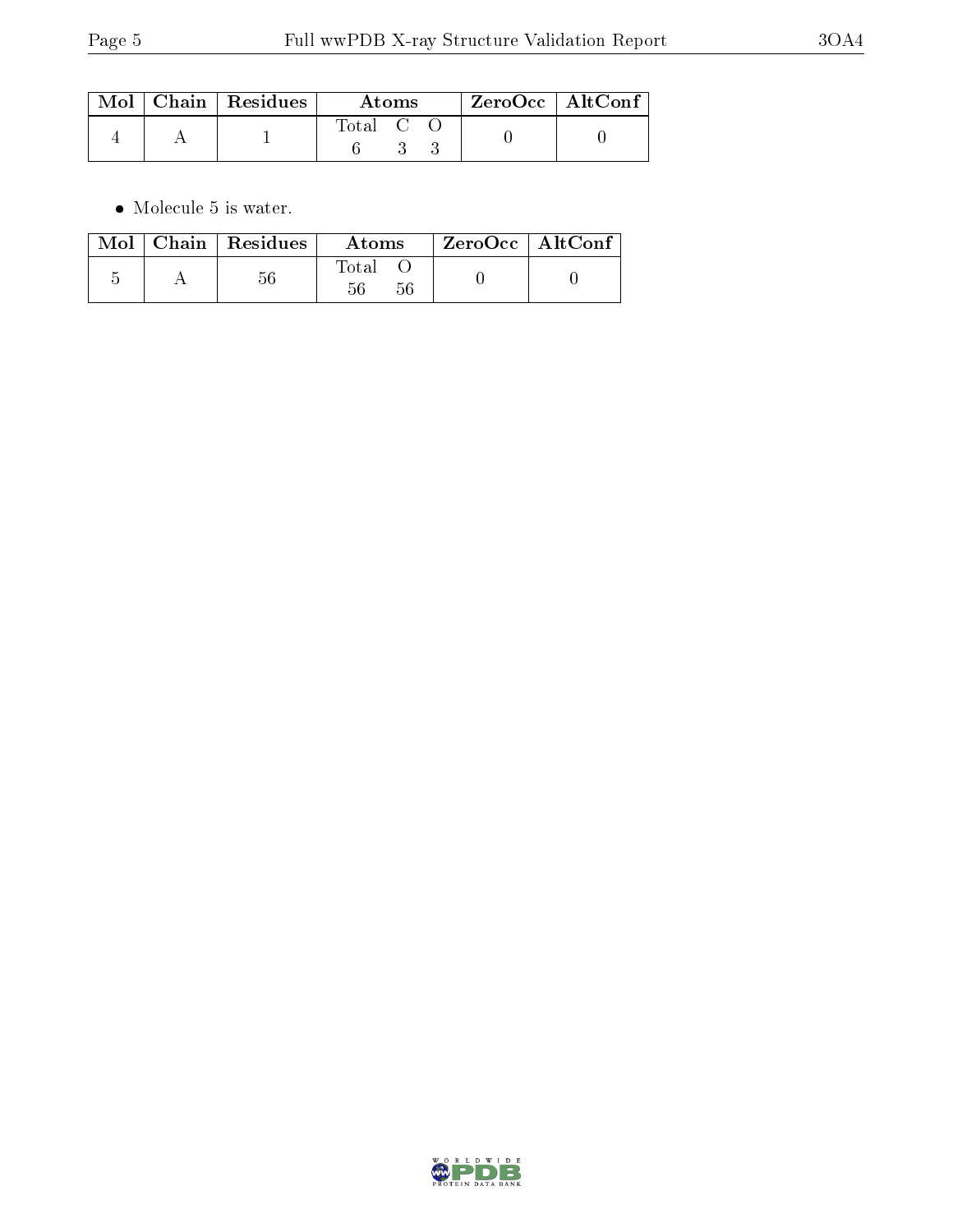| Mol | Chain | Residues | Atoms | | | ZeroOcc | AltConf |
|---|---|---|---|---|---|---|---|
| | | | Total | C | O | | |
| 4 | A | 1 | 6 | 3 | 3 | 0 | 0 |

- Molecule 5 is water.

| Mol | Chain | Residues | Atoms | | ZeroOcc | AltConf |
|---|---|---|---|---|---|---|
| | | | Total | O | | |
| 5 | A | 56 | 56 | 56 | 0 | 0 |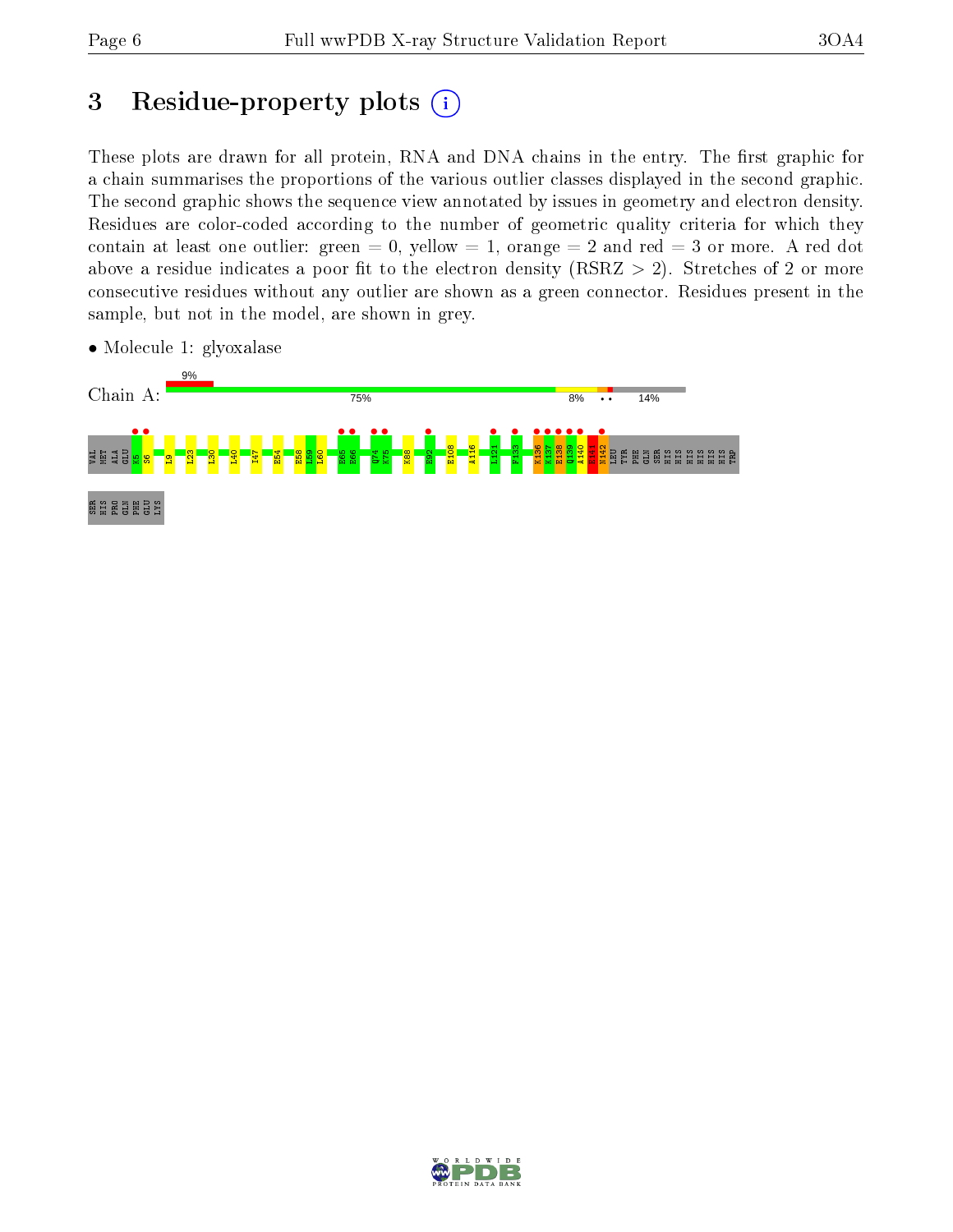# 3 Residue-property plots

These plots are drawn for all protein, RNA and DNA chains in the entry. The first graphic for a chain summarises the proportions of the various outlier classes displayed in the second graphic. The second graphic shows the sequence view annotated by issues in geometry and electron density. Residues are color-coded according to the number of geometric quality criteria for which they contain at least one outlier: green = 0, yellow = 1, orange = 2 and red = 3 or more. A red dot above a residue indicates a poor fit to the electron density (RSRZ > 2). Stretches of 2 or more consecutive residues without any outlier are shown as a green connector. Residues present in the sample, but not in the model, are shown in grey.

- Molecule 1: glyoxalase

Chain A: 9% | 75% | 8% | • • | 14%

VAL MET ALA GLU K5 S6 L9 L23 L30 L40 I47 E54 E58 L59 L60 E65 E66 Q74 K75 K88 E92 E108 A116 L121 F133 K136 K137 E138 Q139 A140 H141 N142 LEU TYR PHE GLN SER HIS HIS HIS HIS HIS HIS TRP SER HIS PRO GLN PHE GLU LYS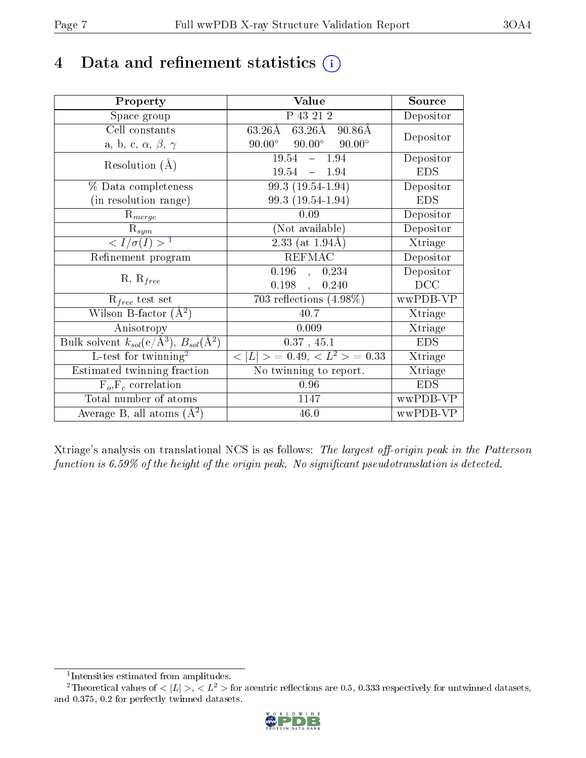# 4 Data and refinement statistics (i)

| Property | Value | Source |
|---|---|---|
| Space group | P 43 21 2 | Depositor |
| Cell constants<br>a, b, c, $\alpha$, $\beta$, $\gamma$ | 63.26Å 63.26Å 90.86Å<br>90.00° 90.00° 90.00° | Depositor |
| Resolution (Å) | 19.54 – 1.94<br>19.54 – 1.94 | Depositor<br>EDS |
| % Data completeness<br>(in resolution range) | 99.3 (19.54-1.94)<br>99.3 (19.54-1.94) | Depositor<br>EDS |
| $R_{merge}$ | 0.09 | Depositor |
| $R_{sym}$ | (Not available) | Depositor |
| $< I/\sigma(I) >$ [1] | 2.33 (at 1.94Å) | Xtriage |
| Refinement program | REFMAC | Depositor |
| R, $R_{free}$ | 0.196 , 0.234<br>0.198 , 0.240 | Depositor<br>DCC |
| $R_{free}$ test set | 703 reflections (4.98%) | wwPDB-VP |
| Wilson B-factor (Å$^2$) | 40.7 | Xtriage |
| Anisotropy | 0.009 | Xtriage |
| Bulk solvent $k_{sol}$(e/Å$^3$), $B_{sol}$(Å$^2$) | 0.37 , 45.1 | EDS |
| L-test for twinning[2] | $< \|L\| >$ = 0.49, $< L^2 >$ = 0.33 | Xtriage |
| Estimated twinning fraction | No twinning to report. | Xtriage |
| $F_o$,$F_c$ correlation | 0.96 | EDS |
| Total number of atoms | 1147 | wwPDB-VP |
| Average B, all atoms (Å$^2$) | 46.0 | wwPDB-VP |

Xtriage's analysis on translational NCS is as follows: *The largest off-origin peak in the Patterson function is 6.59% of the height of the origin peak. No significant pseudotranslation is detected.*

[1] Intensities estimated from amplitudes.

[2] Theoretical values of $< |L| >$, $< L^2 >$ for acentric reflections are 0.5, 0.333 respectively for untwinned datasets, and 0.375, 0.2 for perfectly twinned datasets.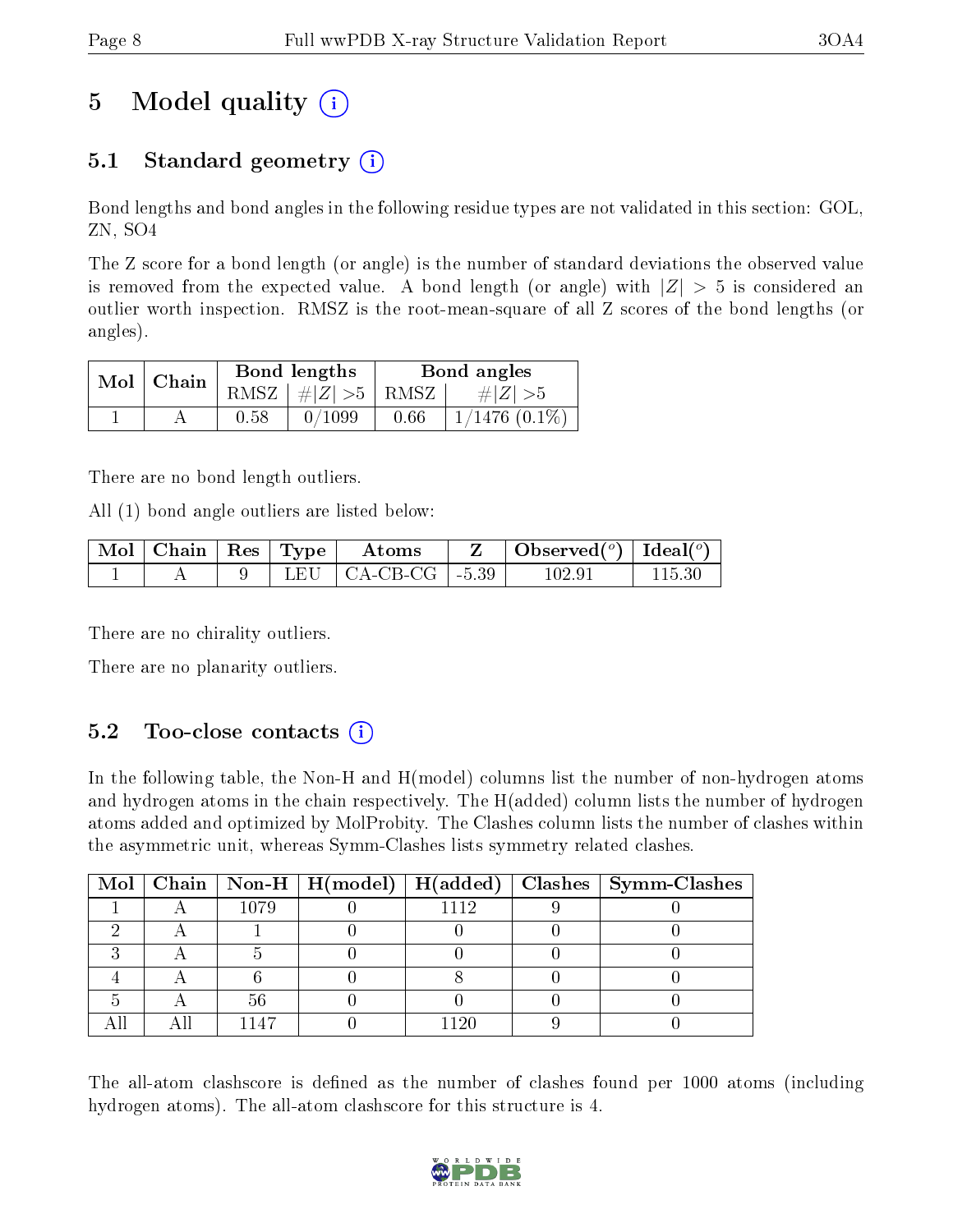# 5 Model quality

## 5.1 Standard geometry

Bond lengths and bond angles in the following residue types are not validated in this section: GOL, ZN, SO4

The Z score for a bond length (or angle) is the number of standard deviations the observed value is removed from the expected value. A bond length (or angle) with $|Z| > 5$ is considered an outlier worth inspection. RMSZ is the root-mean-square of all Z scores of the bond lengths (or angles).

| Mol | Chain | Bond lengths | | Bond angles | |
|---|---|---|---|---|---|
| | | RMSZ | #\|Z\| >5 | RMSZ | #\|Z\| >5 |
| 1 | A | 0.58 | 0/1099 | 0.66 | 1/1476 (0.1%) |

There are no bond length outliers.

All (1) bond angle outliers are listed below:

| Mol | Chain | Res | Type | Atoms | Z | Observed(°) | Ideal(°) |
|---|---|---|---|---|---|---|---|
| 1 | A | 9 | LEU | CA-CB-CG | -5.39 | 102.91 | 115.30 |

There are no chirality outliers.

There are no planarity outliers.

## 5.2 Too-close contacts

In the following table, the Non-H and H(model) columns list the number of non-hydrogen atoms and hydrogen atoms in the chain respectively. The H(added) column lists the number of hydrogen atoms added and optimized by MolProbity. The Clashes column lists the number of clashes within the asymmetric unit, whereas Symm-Clashes lists symmetry related clashes.

| Mol | Chain | Non-H | H(model) | H(added) | Clashes | Symm-Clashes |
|---|---|---|---|---|---|---|
| 1 | A | 1079 | 0 | 1112 | 9 | 0 |
| 2 | A | 1 | 0 | 0 | 0 | 0 |
| 3 | A | 5 | 0 | 0 | 0 | 0 |
| 4 | A | 6 | 0 | 8 | 0 | 0 |
| 5 | A | 56 | 0 | 0 | 0 | 0 |
| All | All | 1147 | 0 | 1120 | 9 | 0 |

The all-atom clashscore is defined as the number of clashes found per 1000 atoms (including hydrogen atoms). The all-atom clashscore for this structure is 4.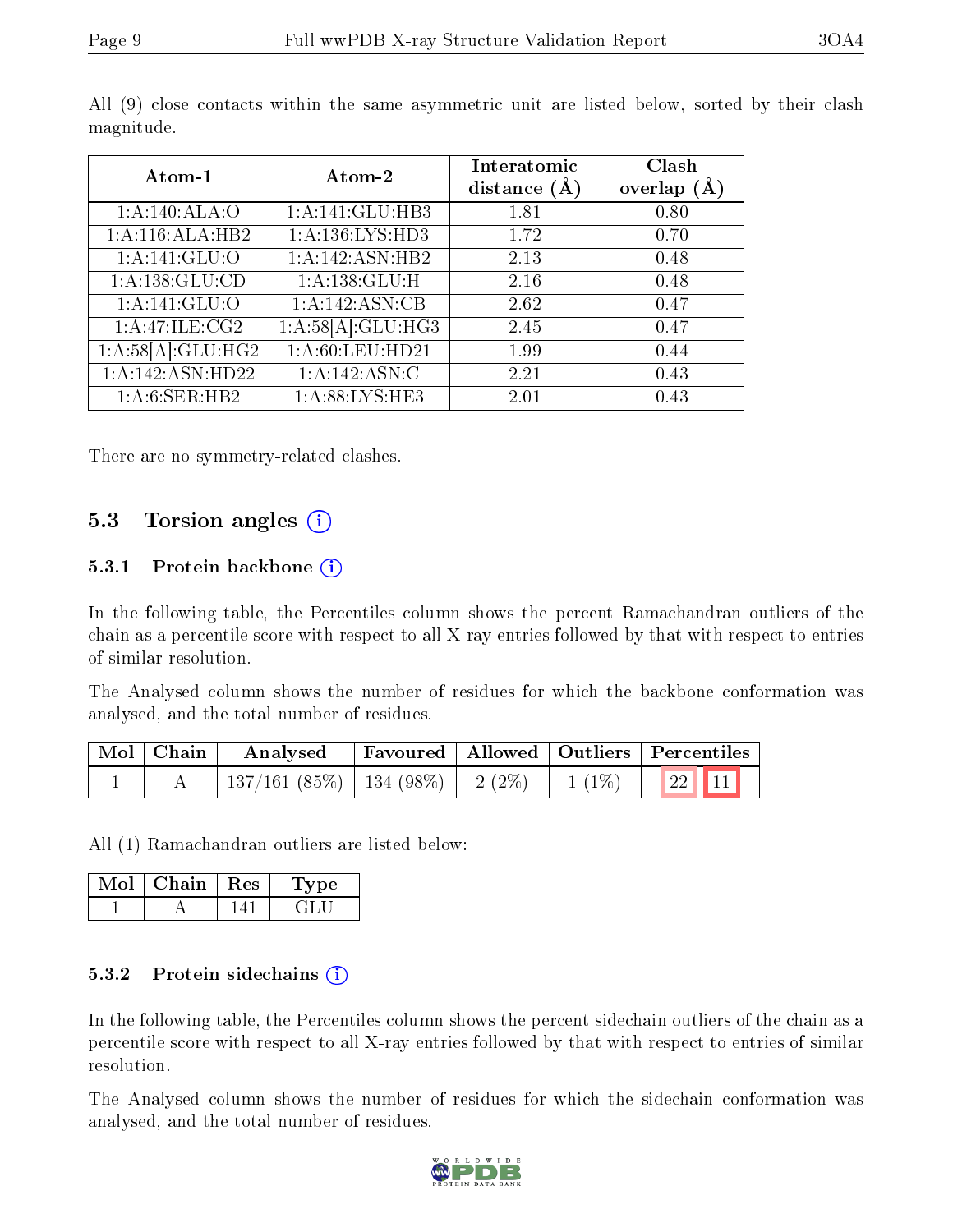All (9) close contacts within the same asymmetric unit are listed below, sorted by their clash magnitude.

| Atom-1 | Atom-2 | Interatomic distance (Å) | Clash overlap (Å) |
|---|---|---|---|
| 1:A:140:ALA:O | 1:A:141:GLU:HB3 | 1.81 | 0.80 |
| 1:A:116:ALA:HB2 | 1:A:136:LYS:HD3 | 1.72 | 0.70 |
| 1:A:141:GLU:O | 1:A:142:ASN:HB2 | 2.13 | 0.48 |
| 1:A:138:GLU:CD | 1:A:138:GLU:H | 2.16 | 0.48 |
| 1:A:141:GLU:O | 1:A:142:ASN:CB | 2.62 | 0.47 |
| 1:A:47:ILE:CG2 | 1:A:58[A]:GLU:HG3 | 2.45 | 0.47 |
| 1:A:58[A]:GLU:HG2 | 1:A:60:LEU:HD21 | 1.99 | 0.44 |
| 1:A:142:ASN:HD22 | 1:A:142:ASN:C | 2.21 | 0.43 |
| 1:A:6:SER:HB2 | 1:A:88:LYS:HE3 | 2.01 | 0.43 |

There are no symmetry-related clashes.

## 5.3 Torsion angles

### 5.3.1 Protein backbone

In the following table, the Percentiles column shows the percent Ramachandran outliers of the chain as a percentile score with respect to all X-ray entries followed by that with respect to entries of similar resolution.

The Analysed column shows the number of residues for which the backbone conformation was analysed, and the total number of residues.

| Mol | Chain | Analysed | Favoured | Allowed | Outliers | Percentiles | |
|---|---|---|---|---|---|---|---|
| 1 | A | 137/161 (85%) | 134 (98%) | 2 (2%) | 1 (1%) | 22 | 11 |

All (1) Ramachandran outliers are listed below:

| Mol | Chain | Res | Type |
|---|---|---|---|
| 1 | A | 141 | GLU |

### 5.3.2 Protein sidechains

In the following table, the Percentiles column shows the percent sidechain outliers of the chain as a percentile score with respect to all X-ray entries followed by that with respect to entries of similar resolution.

The Analysed column shows the number of residues for which the sidechain conformation was analysed, and the total number of residues.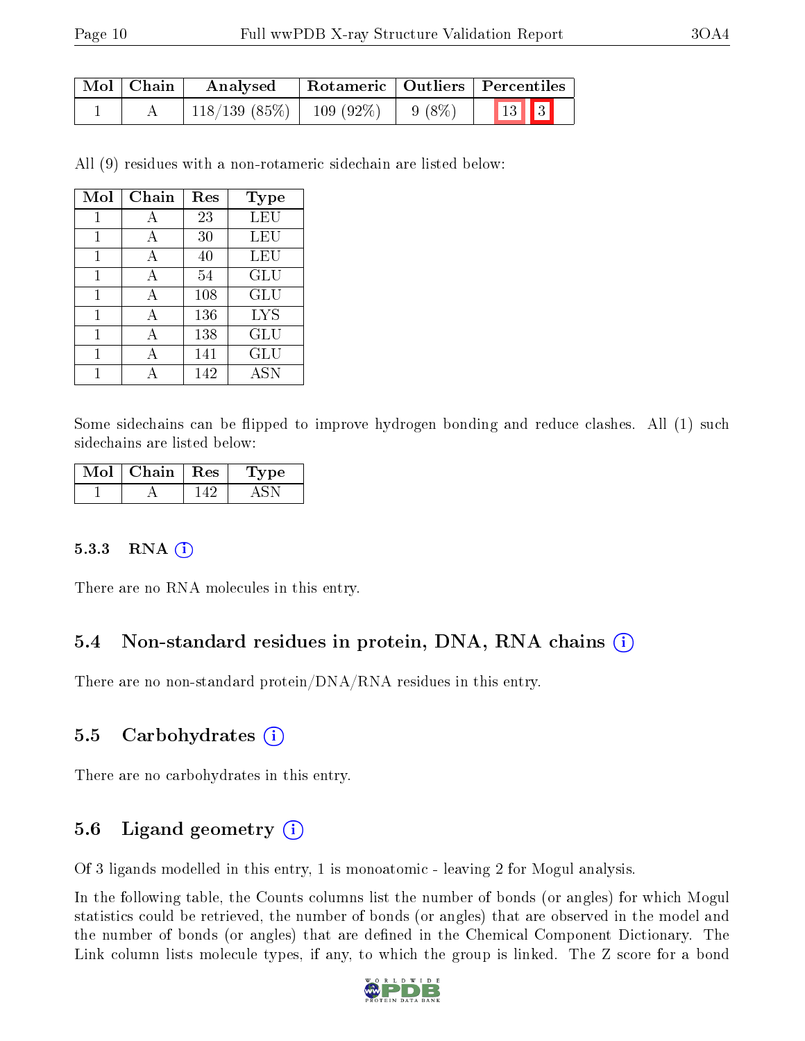| Mol | Chain | Analysed | Rotameric | Outliers | Percentiles | |
|---|---|---|---|---|---|---|
| 1 | A | 118/139 (85%) | 109 (92%) | 9 (8%) | 13 | 3 |

All (9) residues with a non-rotameric sidechain are listed below:

| Mol | Chain | Res | Type |
|---|---|---|---|
| 1 | A | 23 | LEU |
| 1 | A | 30 | LEU |
| 1 | A | 40 | LEU |
| 1 | A | 54 | GLU |
| 1 | A | 108 | GLU |
| 1 | A | 136 | LYS |
| 1 | A | 138 | GLU |
| 1 | A | 141 | GLU |
| 1 | A | 142 | ASN |

Some sidechains can be flipped to improve hydrogen bonding and reduce clashes. All (1) such sidechains are listed below:

| Mol | Chain | Res | Type |
|---|---|---|---|
| 1 | A | 142 | ASN |

#### 5.3.3 RNA

There are no RNA molecules in this entry.

### 5.4 Non-standard residues in protein, DNA, RNA chains

There are no non-standard protein/DNA/RNA residues in this entry.

### 5.5 Carbohydrates

There are no carbohydrates in this entry.

### 5.6 Ligand geometry

Of 3 ligands modelled in this entry, 1 is monoatomic - leaving 2 for Mogul analysis.

In the following table, the Counts columns list the number of bonds (or angles) for which Mogul statistics could be retrieved, the number of bonds (or angles) that are observed in the model and the number of bonds (or angles) that are defined in the Chemical Component Dictionary. The Link column lists molecule types, if any, to which the group is linked. The Z score for a bond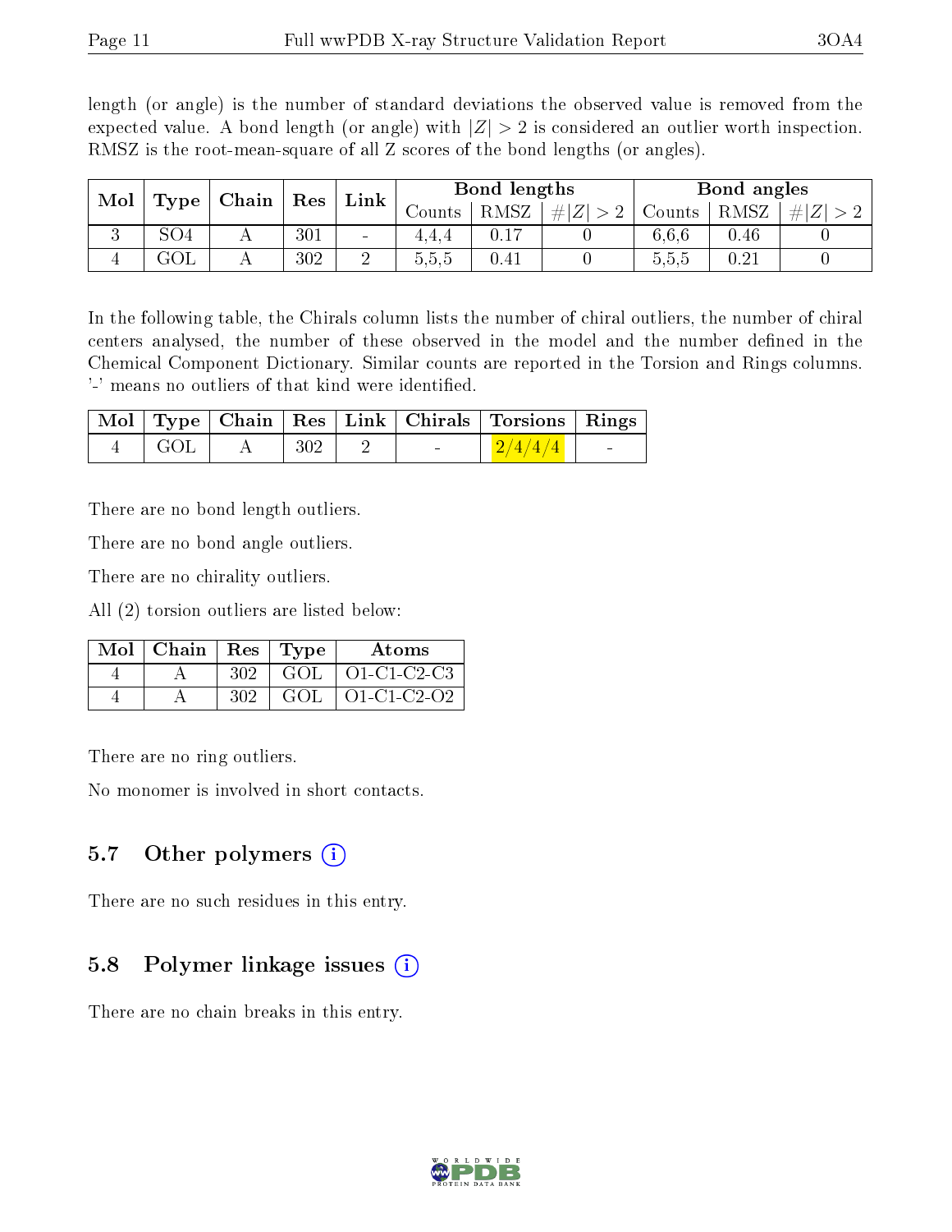length (or angle) is the number of standard deviations the observed value is removed from the expected value. A bond length (or angle) with $|Z| > 2$ is considered an outlier worth inspection. RMSZ is the root-mean-square of all Z scores of the bond lengths (or angles).

| Mol | Type | Chain | Res | Link | Bond lengths | | | Bond angles | | |
|---|---|---|---|---|---|---|---|---|---|---|
| | | | | | Counts | RMSZ | $\#\|Z\| > 2$ | Counts | RMSZ | $\#\|Z\| > 2$ |
| 3 | SO4 | A | 301 | - | 4,4,4 | 0.17 | 0 | 6,6,6 | 0.46 | 0 |
| 4 | GOL | A | 302 | 2 | 5,5,5 | 0.41 | 0 | 5,5,5 | 0.21 | 0 |

In the following table, the Chirals column lists the number of chiral outliers, the number of chiral centers analysed, the number of these observed in the model and the number defined in the Chemical Component Dictionary. Similar counts are reported in the Torsion and Rings columns. '-' means no outliers of that kind were identified.

| Mol | Type | Chain | Res | Link | Chirals | Torsions | Rings |
|---|---|---|---|---|---|---|---|
| 4 | GOL | A | 302 | 2 | - | 2/4/4/4 | - |

There are no bond length outliers.

There are no bond angle outliers.

There are no chirality outliers.

All (2) torsion outliers are listed below:

| Mol | Chain | Res | Type | Atoms |
|---|---|---|---|---|
| 4 | A | 302 | GOL | O1-C1-C2-C3 |
| 4 | A | 302 | GOL | O1-C1-C2-O2 |

There are no ring outliers.

No monomer is involved in short contacts.

## 5.7 Other polymers

There are no such residues in this entry.

## 5.8 Polymer linkage issues

There are no chain breaks in this entry.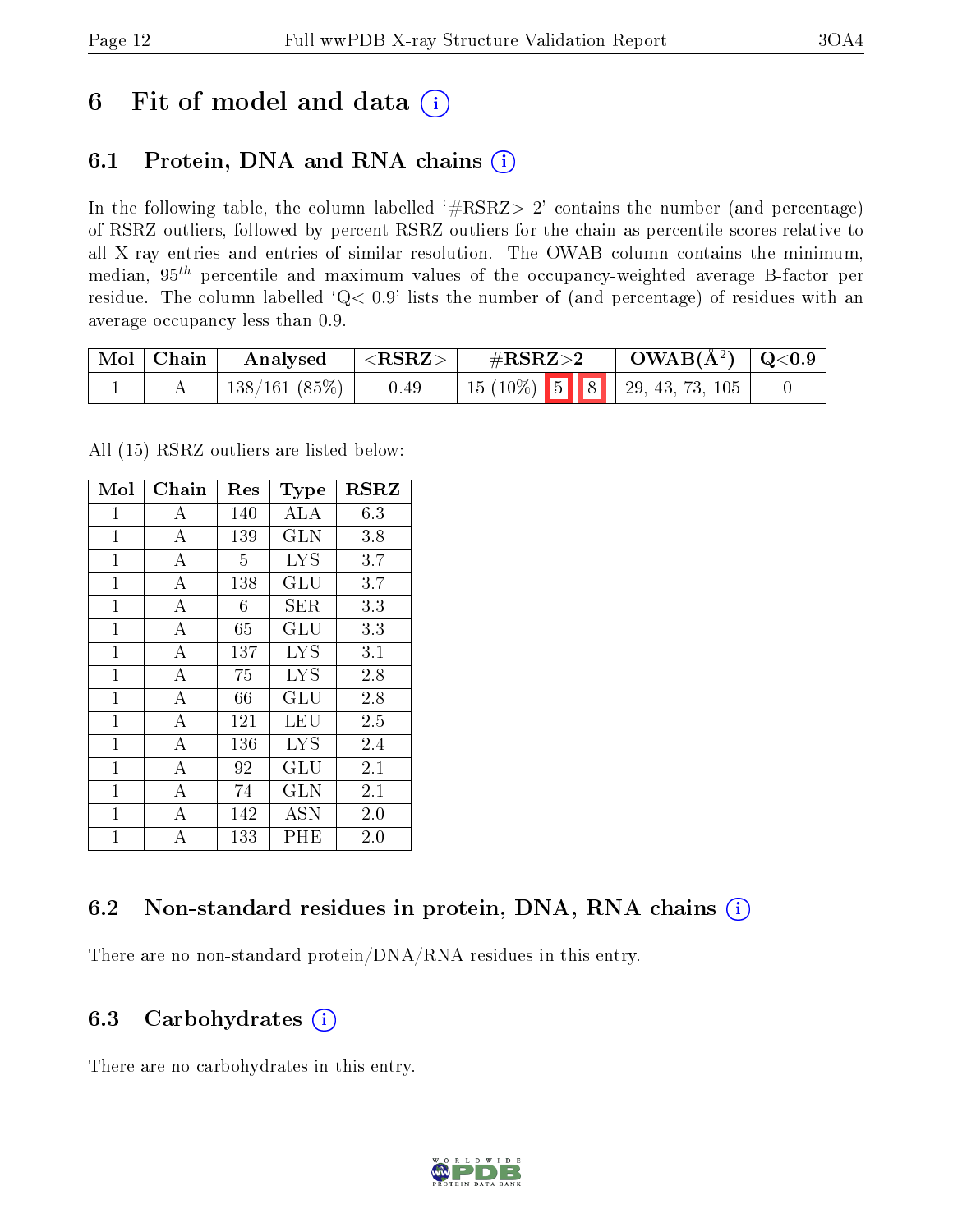# 6 Fit of model and data (i)

## 6.1 Protein, DNA and RNA chains (i)

In the following table, the column labelled '#RSRZ> 2' contains the number (and percentage) of RSRZ outliers, followed by percent RSRZ outliers for the chain as percentile scores relative to all X-ray entries and entries of similar resolution. The OWAB column contains the minimum, median, $95^{th}$ percentile and maximum values of the occupancy-weighted average B-factor per residue. The column labelled 'Q< 0.9' lists the number of (and percentage) of residues with an average occupancy less than 0.9.

| Mol | Chain | Analysed | <RSRZ> | #RSRZ>2 | OWAB(Å$^2$) | Q<0.9 |
|---|---|---|---|---|---|---|
| 1 | A | 138/161 (85%) | 0.49 | 15 (10%) 5 8 | 29, 43, 73, 105 | 0 |

All (15) RSRZ outliers are listed below:

| Mol | Chain | Res | Type | RSRZ |
|---|---|---|---|---|
| 1 | A | 140 | ALA | 6.3 |
| 1 | A | 139 | GLN | 3.8 |
| 1 | A | 5 | LYS | 3.7 |
| 1 | A | 138 | GLU | 3.7 |
| 1 | A | 6 | SER | 3.3 |
| 1 | A | 65 | GLU | 3.3 |
| 1 | A | 137 | LYS | 3.1 |
| 1 | A | 75 | LYS | 2.8 |
| 1 | A | 66 | GLU | 2.8 |
| 1 | A | 121 | LEU | 2.5 |
| 1 | A | 136 | LYS | 2.4 |
| 1 | A | 92 | GLU | 2.1 |
| 1 | A | 74 | GLN | 2.1 |
| 1 | A | 142 | ASN | 2.0 |
| 1 | A | 133 | PHE | 2.0 |

## 6.2 Non-standard residues in protein, DNA, RNA chains (i)

There are no non-standard protein/DNA/RNA residues in this entry.

## 6.3 Carbohydrates (i)

There are no carbohydrates in this entry.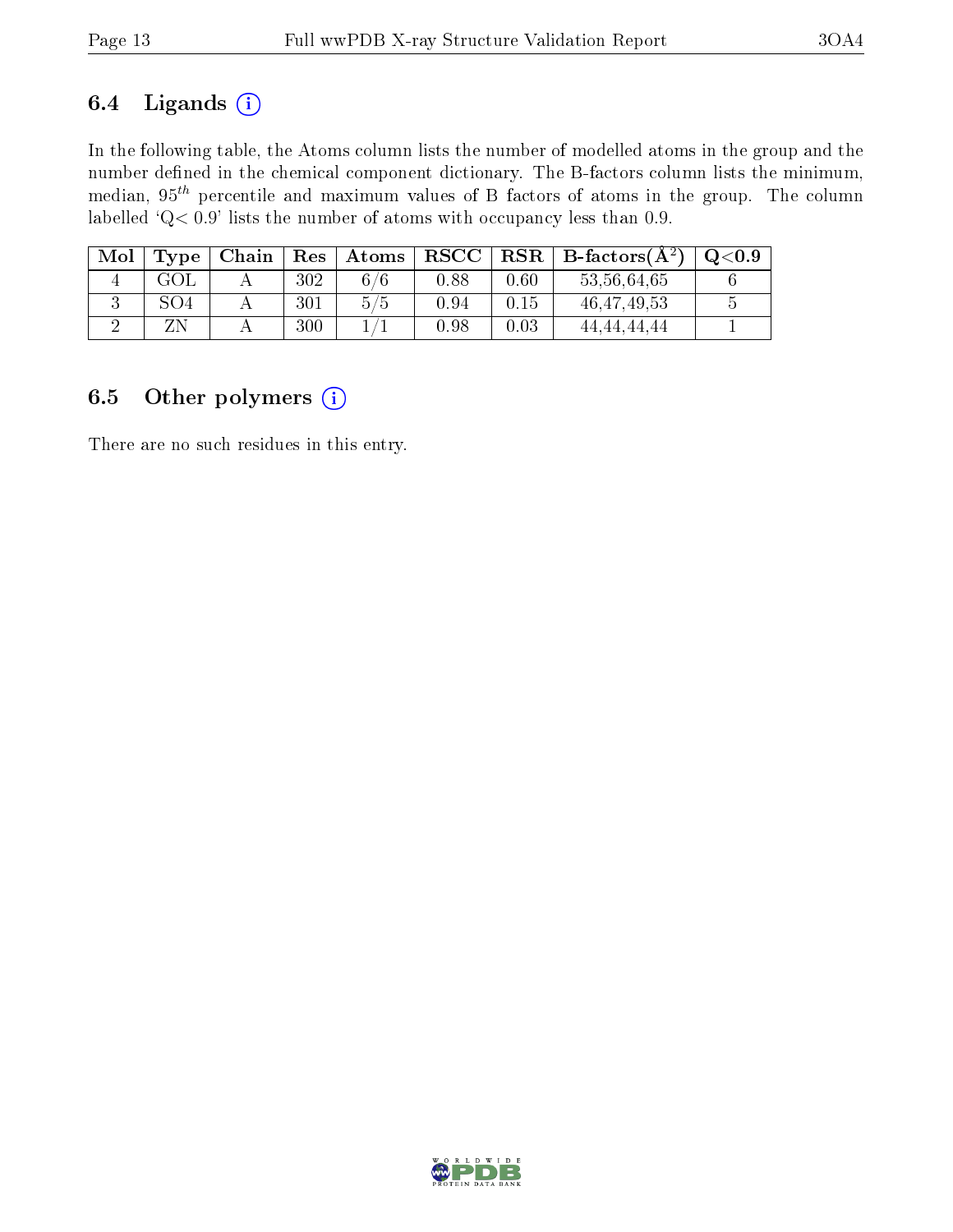## 6.4 Ligands (i)

In the following table, the Atoms column lists the number of modelled atoms in the group and the number defined in the chemical component dictionary. The B-factors column lists the minimum, median, $95^{th}$ percentile and maximum values of B factors of atoms in the group. The column labelled 'Q< 0.9' lists the number of atoms with occupancy less than 0.9.

| Mol | Type | Chain | Res | Atoms | RSCC | RSR | B-factors(Å$^2$) | Q<0.9 |
|---|---|---|---|---|---|---|---|---|
| 4 | GOL | A | 302 | 6/6 | 0.88 | 0.60 | 53,56,64,65 | 6 |
| 3 | SO4 | A | 301 | 5/5 | 0.94 | 0.15 | 46,47,49,53 | 5 |
| 2 | ZN | A | 300 | 1/1 | 0.98 | 0.03 | 44,44,44,44 | 1 |

## 6.5 Other polymers (i)

There are no such residues in this entry.